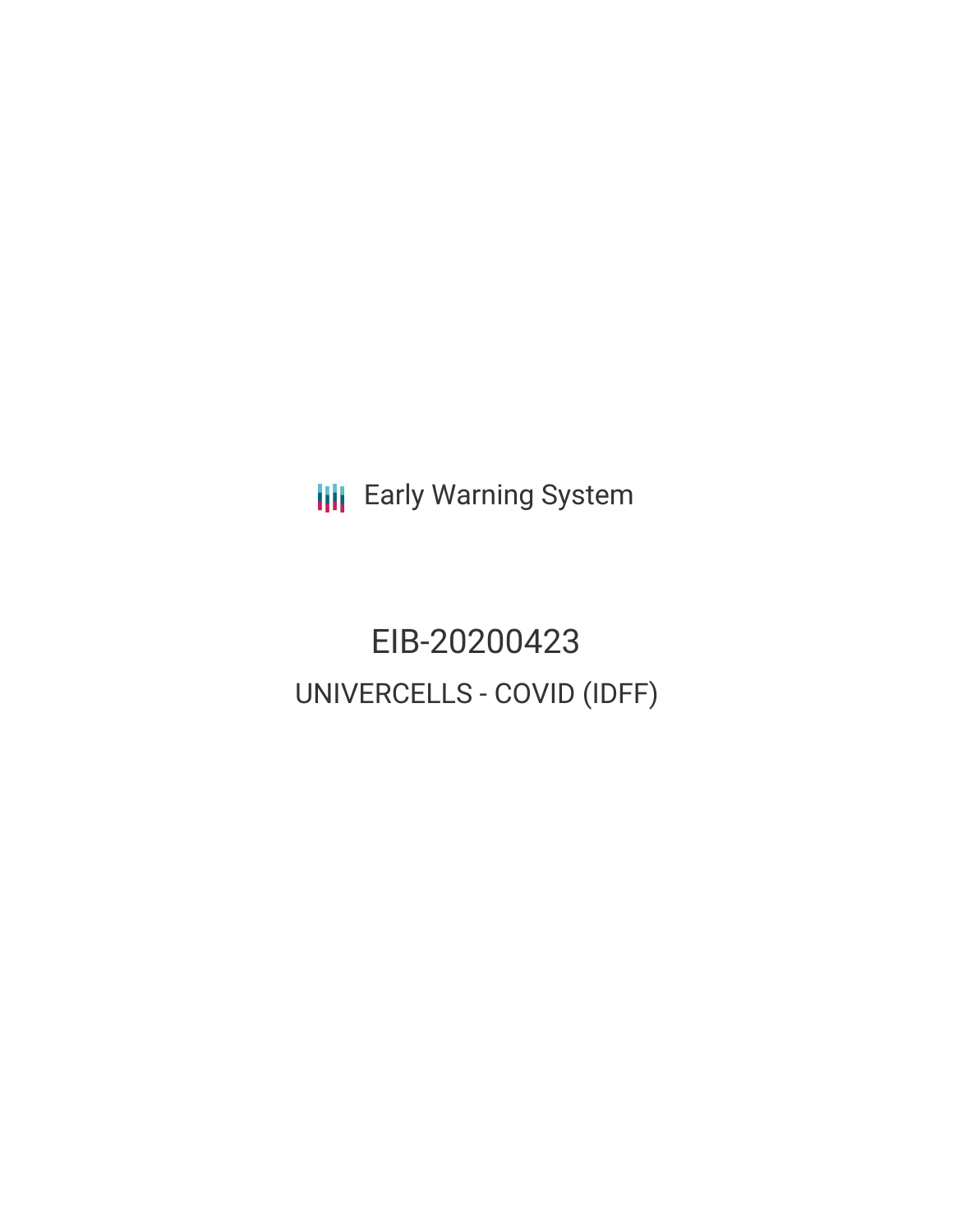Early Warning System

# EIB-20200423

## UNIVERCELLS - COVID (IDFF)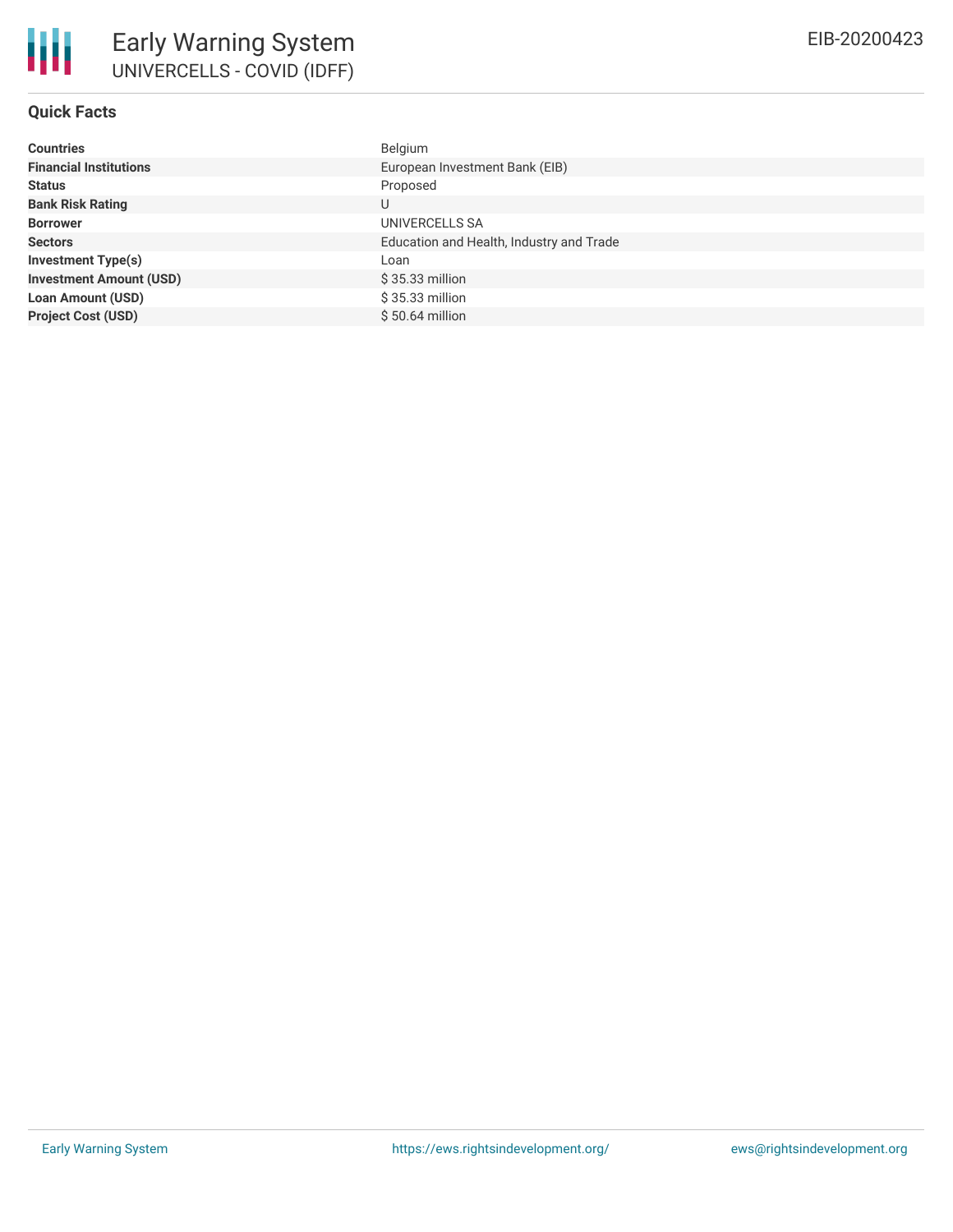# Early Warning System

## UNIVERCELLS - COVID (IDFF)

EIB-20200423

### Quick Facts

| | |
|---|---|
| **Countries** | Belgium |
| **Financial Institutions** | European Investment Bank (EIB) |
| **Status** | Proposed |
| **Bank Risk Rating** | U |
| **Borrower** | UNIVERCELLS SA |
| **Sectors** | Education and Health, Industry and Trade |
| **Investment Type(s)** | Loan |
| **Investment Amount (USD)** | $ 35.33 million |
| **Loan Amount (USD)** | $ 35.33 million |
| **Project Cost (USD)** | $ 50.64 million |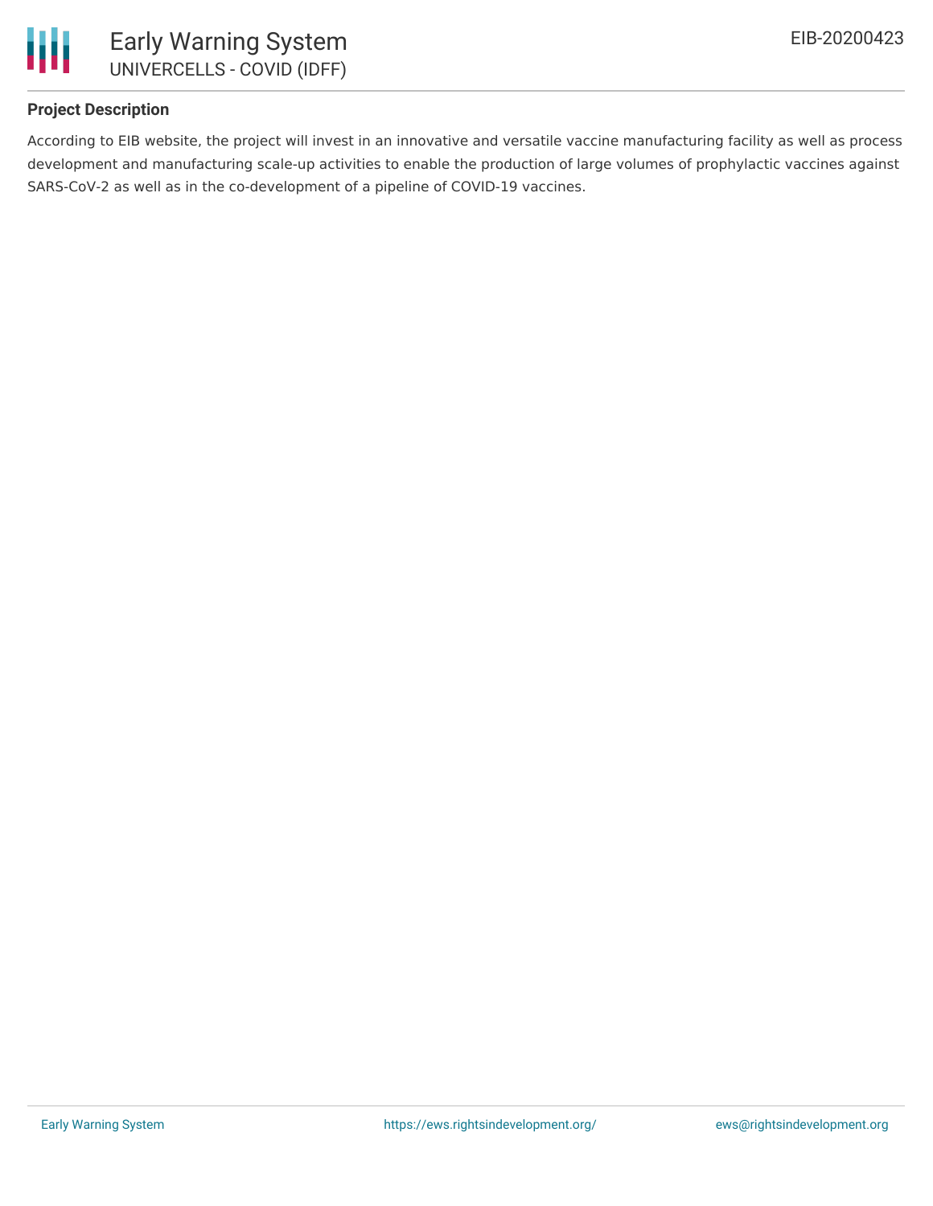## Project Description

According to EIB website, the project will invest in an innovative and versatile vaccine manufacturing facility as well as process development and manufacturing scale-up activities to enable the production of large volumes of prophylactic vaccines against SARS-CoV-2 as well as in the co-development of a pipeline of COVID-19 vaccines.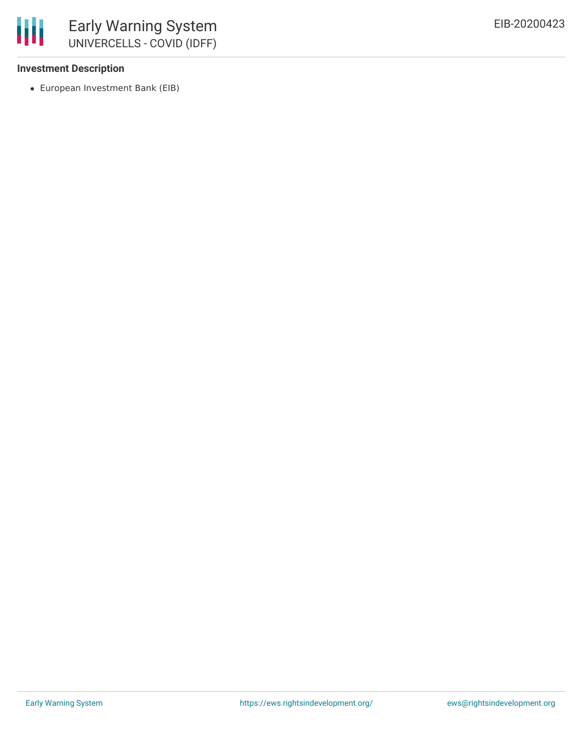**Investment Description**

- European Investment Bank (EIB)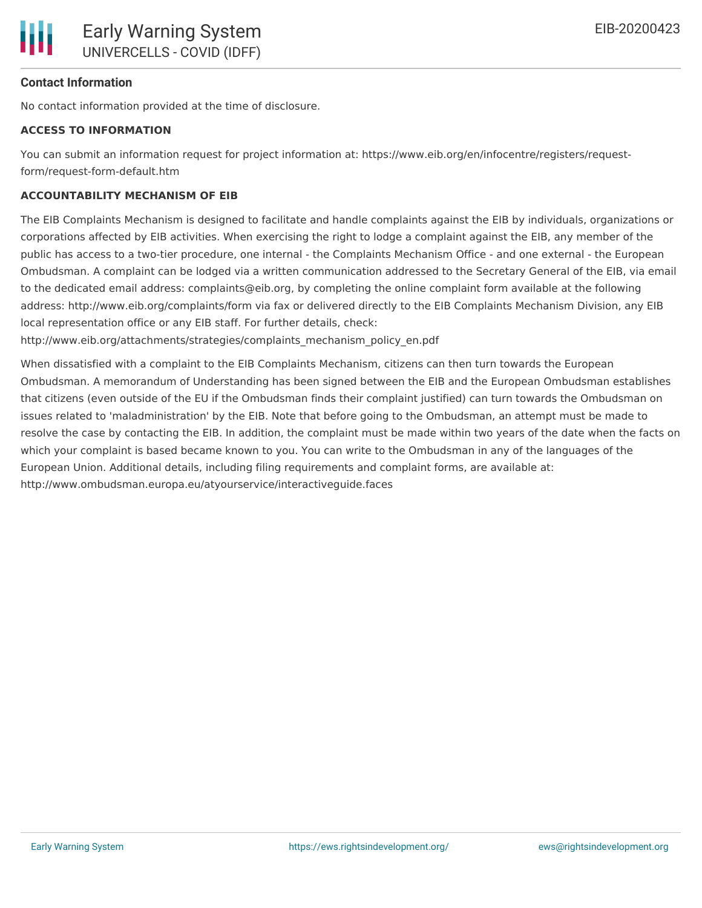**Contact Information**

No contact information provided at the time of disclosure.

**ACCESS TO INFORMATION**

You can submit an information request for project information at: https://www.eib.org/en/infocentre/registers/request-form/request-form-default.htm

**ACCOUNTABILITY MECHANISM OF EIB**

The EIB Complaints Mechanism is designed to facilitate and handle complaints against the EIB by individuals, organizations or corporations affected by EIB activities. When exercising the right to lodge a complaint against the EIB, any member of the public has access to a two-tier procedure, one internal - the Complaints Mechanism Office - and one external - the European Ombudsman. A complaint can be lodged via a written communication addressed to the Secretary General of the EIB, via email to the dedicated email address: complaints@eib.org, by completing the online complaint form available at the following address: http://www.eib.org/complaints/form via fax or delivered directly to the EIB Complaints Mechanism Division, any EIB local representation office or any EIB staff. For further details, check: http://www.eib.org/attachments/strategies/complaints_mechanism_policy_en.pdf

When dissatisfied with a complaint to the EIB Complaints Mechanism, citizens can then turn towards the European Ombudsman. A memorandum of Understanding has been signed between the EIB and the European Ombudsman establishes that citizens (even outside of the EU if the Ombudsman finds their complaint justified) can turn towards the Ombudsman on issues related to 'maladministration' by the EIB. Note that before going to the Ombudsman, an attempt must be made to resolve the case by contacting the EIB. In addition, the complaint must be made within two years of the date when the facts on which your complaint is based became known to you. You can write to the Ombudsman in any of the languages of the European Union. Additional details, including filing requirements and complaint forms, are available at: http://www.ombudsman.europa.eu/atyourservice/interactiveguide.faces